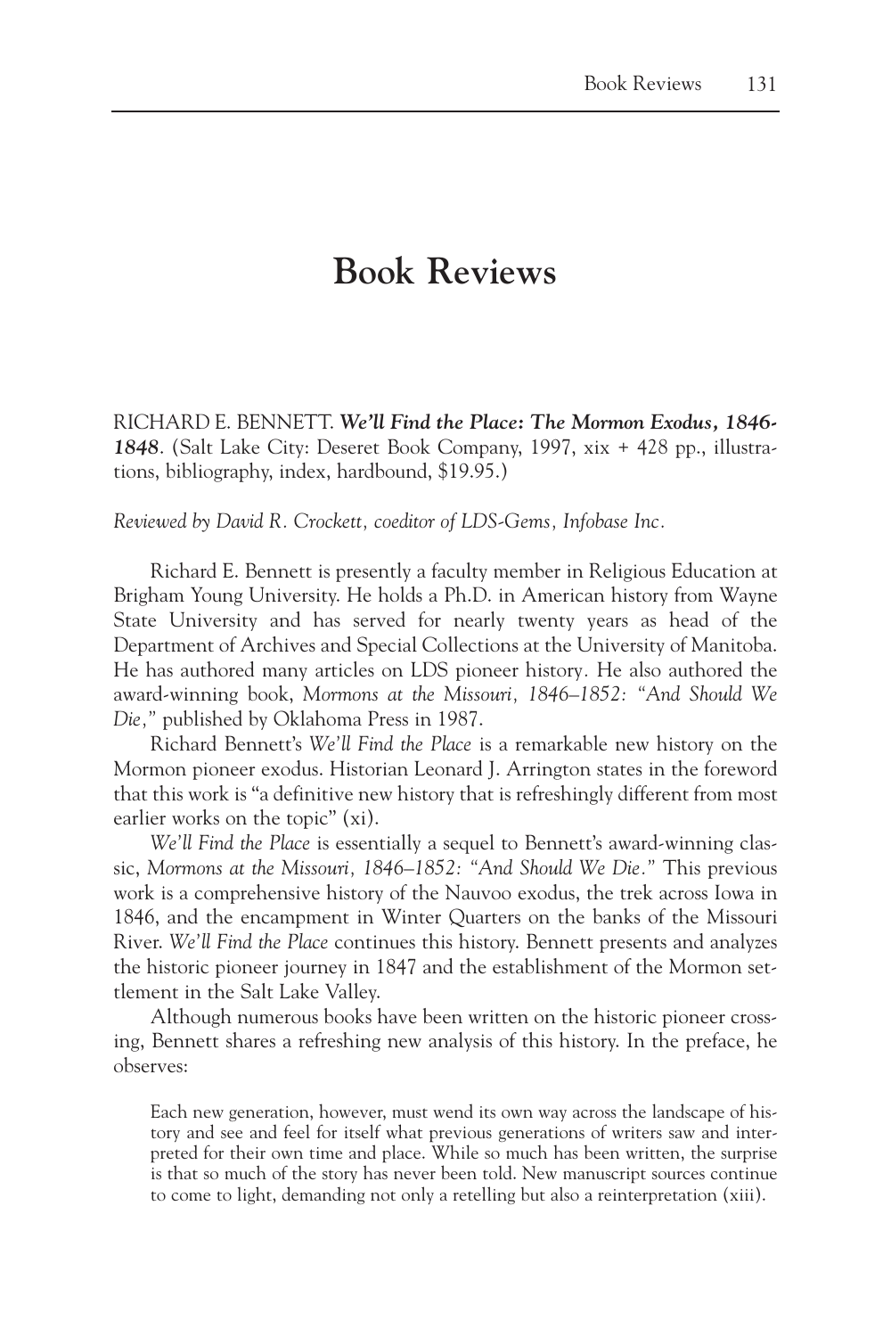# Book Reviews

RICHARD E. BENNETT. ***We'll Find the Place: The Mormon Exodus, 1846-1848***. (Salt Lake City: Deseret Book Company, 1997, xix + 428 pp., illustrations, bibliography, index, hardbound, $19.95.)

*Reviewed by David R. Crockett, coeditor of LDS-Gems, Infobase Inc.*

Richard E. Bennett is presently a faculty member in Religious Education at Brigham Young University. He holds a Ph.D. in American history from Wayne State University and has served for nearly twenty years as head of the Department of Archives and Special Collections at the University of Manitoba. He has authored many articles on LDS pioneer history. He also authored the award-winning book, *Mormons at the Missouri, 1846–1852: "And Should We Die,"* published by Oklahoma Press in 1987.

Richard Bennett's *We'll Find the Place* is a remarkable new history on the Mormon pioneer exodus. Historian Leonard J. Arrington states in the foreword that this work is "a definitive new history that is refreshingly different from most earlier works on the topic" (xi).

*We'll Find the Place* is essentially a sequel to Bennett's award-winning classic, *Mormons at the Missouri, 1846–1852: "And Should We Die."* This previous work is a comprehensive history of the Nauvoo exodus, the trek across Iowa in 1846, and the encampment in Winter Quarters on the banks of the Missouri River. *We'll Find the Place* continues this history. Bennett presents and analyzes the historic pioneer journey in 1847 and the establishment of the Mormon settlement in the Salt Lake Valley.

Although numerous books have been written on the historic pioneer crossing, Bennett shares a refreshing new analysis of this history. In the preface, he observes:

> Each new generation, however, must wend its own way across the landscape of history and see and feel for itself what previous generations of writers saw and interpreted for their own time and place. While so much has been written, the surprise is that so much of the story has never been told. New manuscript sources continue to come to light, demanding not only a retelling but also a reinterpretation (xiii).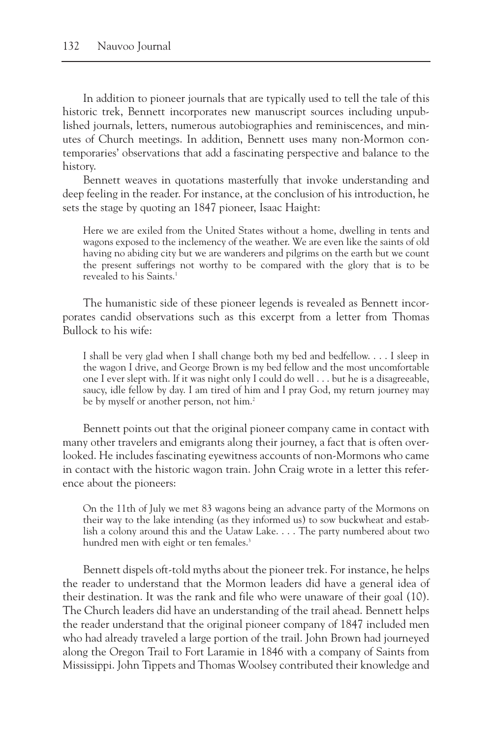In addition to pioneer journals that are typically used to tell the tale of this historic trek, Bennett incorporates new manuscript sources including unpublished journals, letters, numerous autobiographies and reminiscences, and minutes of Church meetings. In addition, Bennett uses many non-Mormon contemporaries' observations that add a fascinating perspective and balance to the history.

Bennett weaves in quotations masterfully that invoke understanding and deep feeling in the reader. For instance, at the conclusion of his introduction, he sets the stage by quoting an 1847 pioneer, Isaac Haight:

> Here we are exiled from the United States without a home, dwelling in tents and wagons exposed to the inclemency of the weather. We are even like the saints of old having no abiding city but we are wanderers and pilgrims on the earth but we count the present sufferings not worthy to be compared with the glory that is to be revealed to his Saints.[1]

The humanistic side of these pioneer legends is revealed as Bennett incorporates candid observations such as this excerpt from a letter from Thomas Bullock to his wife:

> I shall be very glad when I shall change both my bed and bedfellow. . . . I sleep in the wagon I drive, and George Brown is my bed fellow and the most uncomfortable one I ever slept with. If it was night only I could do well . . . but he is a disagreeable, saucy, idle fellow by day. I am tired of him and I pray God, my return journey may be by myself or another person, not him.[2]

Bennett points out that the original pioneer company came in contact with many other travelers and emigrants along their journey, a fact that is often overlooked. He includes fascinating eyewitness accounts of non-Mormons who came in contact with the historic wagon train. John Craig wrote in a letter this reference about the pioneers:

> On the 11th of July we met 83 wagons being an advance party of the Mormons on their way to the lake intending (as they informed us) to sow buckwheat and establish a colony around this and the Uataw Lake. . . . The party numbered about two hundred men with eight or ten females.[3]

Bennett dispels oft-told myths about the pioneer trek. For instance, he helps the reader to understand that the Mormon leaders did have a general idea of their destination. It was the rank and file who were unaware of their goal (10). The Church leaders did have an understanding of the trail ahead. Bennett helps the reader understand that the original pioneer company of 1847 included men who had already traveled a large portion of the trail. John Brown had journeyed along the Oregon Trail to Fort Laramie in 1846 with a company of Saints from Mississippi. John Tippets and Thomas Woolsey contributed their knowledge and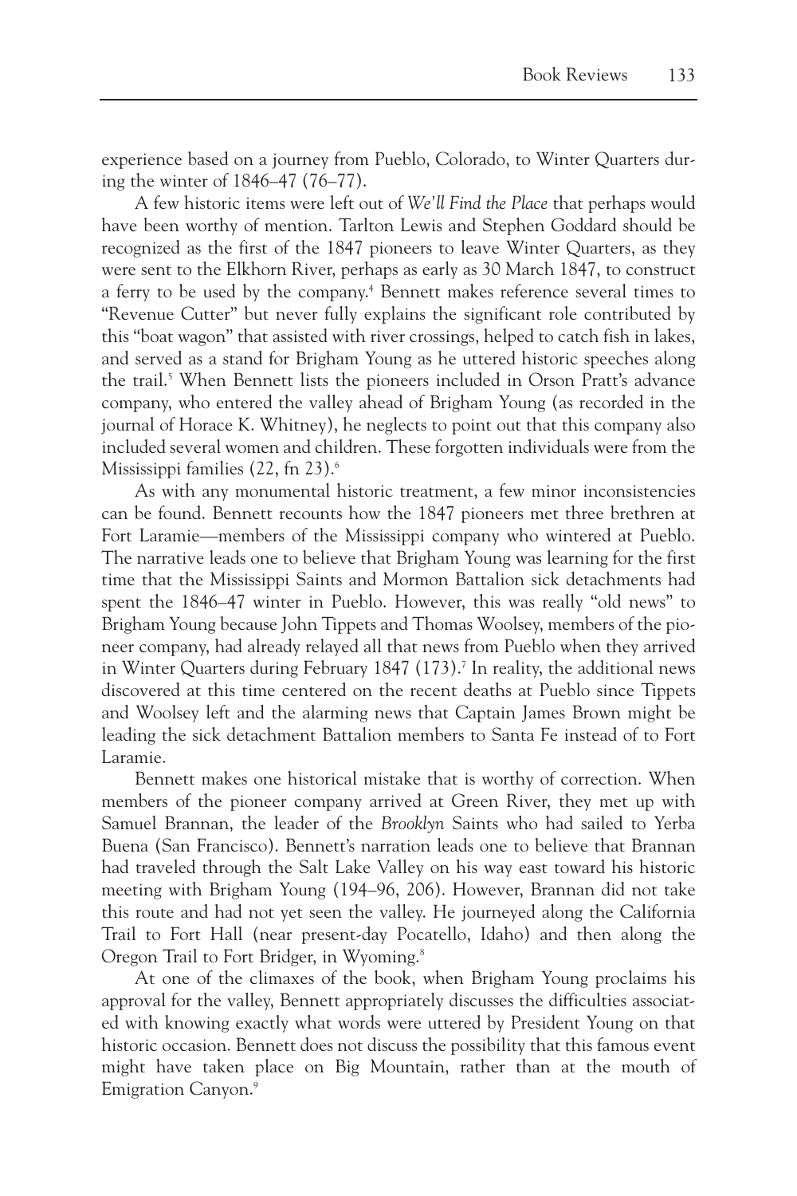experience based on a journey from Pueblo, Colorado, to Winter Quarters during the winter of 1846–47 (76–77).

A few historic items were left out of *We'll Find the Place* that perhaps would have been worthy of mention. Tarlton Lewis and Stephen Goddard should be recognized as the first of the 1847 pioneers to leave Winter Quarters, as they were sent to the Elkhorn River, perhaps as early as 30 March 1847, to construct a ferry to be used by the company.[4] Bennett makes reference several times to "Revenue Cutter" but never fully explains the significant role contributed by this "boat wagon" that assisted with river crossings, helped to catch fish in lakes, and served as a stand for Brigham Young as he uttered historic speeches along the trail.[5] When Bennett lists the pioneers included in Orson Pratt's advance company, who entered the valley ahead of Brigham Young (as recorded in the journal of Horace K. Whitney), he neglects to point out that this company also included several women and children. These forgotten individuals were from the Mississippi families (22, fn 23).[6]

As with any monumental historic treatment, a few minor inconsistencies can be found. Bennett recounts how the 1847 pioneers met three brethren at Fort Laramie—members of the Mississippi company who wintered at Pueblo. The narrative leads one to believe that Brigham Young was learning for the first time that the Mississippi Saints and Mormon Battalion sick detachments had spent the 1846–47 winter in Pueblo. However, this was really "old news" to Brigham Young because John Tippets and Thomas Woolsey, members of the pioneer company, had already relayed all that news from Pueblo when they arrived in Winter Quarters during February 1847 (173).[7] In reality, the additional news discovered at this time centered on the recent deaths at Pueblo since Tippets and Woolsey left and the alarming news that Captain James Brown might be leading the sick detachment Battalion members to Santa Fe instead of to Fort Laramie.

Bennett makes one historical mistake that is worthy of correction. When members of the pioneer company arrived at Green River, they met up with Samuel Brannan, the leader of the *Brooklyn* Saints who had sailed to Yerba Buena (San Francisco). Bennett's narration leads one to believe that Brannan had traveled through the Salt Lake Valley on his way east toward his historic meeting with Brigham Young (194–96, 206). However, Brannan did not take this route and had not yet seen the valley. He journeyed along the California Trail to Fort Hall (near present-day Pocatello, Idaho) and then along the Oregon Trail to Fort Bridger, in Wyoming.[8]

At one of the climaxes of the book, when Brigham Young proclaims his approval for the valley, Bennett appropriately discusses the difficulties associated with knowing exactly what words were uttered by President Young on that historic occasion. Bennett does not discuss the possibility that this famous event might have taken place on Big Mountain, rather than at the mouth of Emigration Canyon.[9]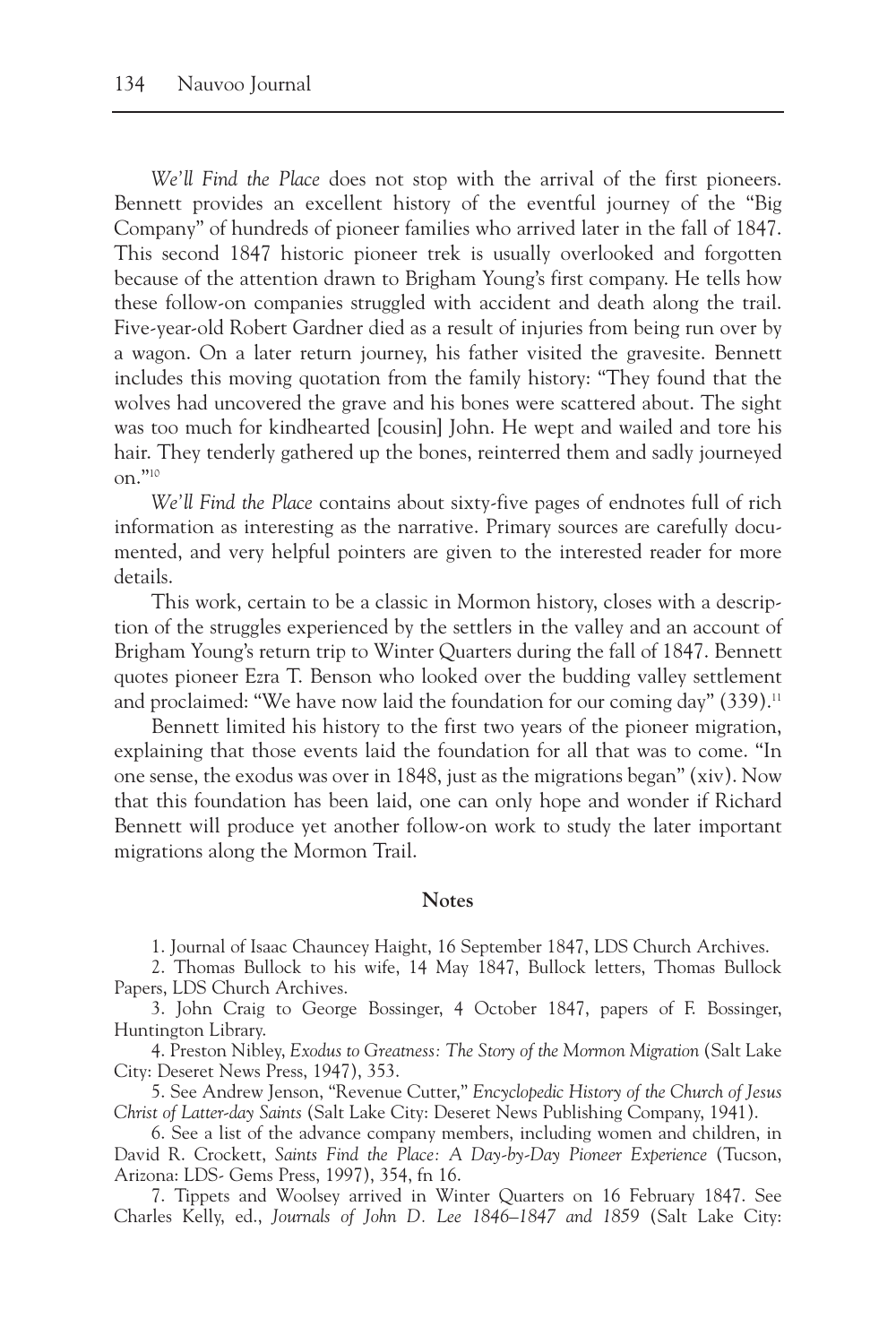*We'll Find the Place* does not stop with the arrival of the first pioneers. Bennett provides an excellent history of the eventful journey of the "Big Company" of hundreds of pioneer families who arrived later in the fall of 1847. This second 1847 historic pioneer trek is usually overlooked and forgotten because of the attention drawn to Brigham Young's first company. He tells how these follow-on companies struggled with accident and death along the trail. Five-year-old Robert Gardner died as a result of injuries from being run over by a wagon. On a later return journey, his father visited the gravesite. Bennett includes this moving quotation from the family history: "They found that the wolves had uncovered the grave and his bones were scattered about. The sight was too much for kindhearted [cousin] John. He wept and wailed and tore his hair. They tenderly gathered up the bones, reinterred them and sadly journeyed on."[10]

*We'll Find the Place* contains about sixty-five pages of endnotes full of rich information as interesting as the narrative. Primary sources are carefully documented, and very helpful pointers are given to the interested reader for more details.

This work, certain to be a classic in Mormon history, closes with a description of the struggles experienced by the settlers in the valley and an account of Brigham Young's return trip to Winter Quarters during the fall of 1847. Bennett quotes pioneer Ezra T. Benson who looked over the budding valley settlement and proclaimed: "We have now laid the foundation for our coming day" (339).[11]

Bennett limited his history to the first two years of the pioneer migration, explaining that those events laid the foundation for all that was to come. "In one sense, the exodus was over in 1848, just as the migrations began" (xiv). Now that this foundation has been laid, one can only hope and wonder if Richard Bennett will produce yet another follow-on work to study the later important migrations along the Mormon Trail.

## Notes

1. Journal of Isaac Chauncey Haight, 16 September 1847, LDS Church Archives.

2. Thomas Bullock to his wife, 14 May 1847, Bullock letters, Thomas Bullock Papers, LDS Church Archives.

3. John Craig to George Bossinger, 4 October 1847, papers of F. Bossinger, Huntington Library.

4. Preston Nibley, *Exodus to Greatness: The Story of the Mormon Migration* (Salt Lake City: Deseret News Press, 1947), 353.

5. See Andrew Jenson, "Revenue Cutter," *Encyclopedic History of the Church of Jesus Christ of Latter-day Saints* (Salt Lake City: Deseret News Publishing Company, 1941).

6. See a list of the advance company members, including women and children, in David R. Crockett, *Saints Find the Place: A Day-by-Day Pioneer Experience* (Tucson, Arizona: LDS- Gems Press, 1997), 354, fn 16.

7. Tippets and Woolsey arrived in Winter Quarters on 16 February 1847. See Charles Kelly, ed., *Journals of John D. Lee 1846–1847 and 1859* (Salt Lake City: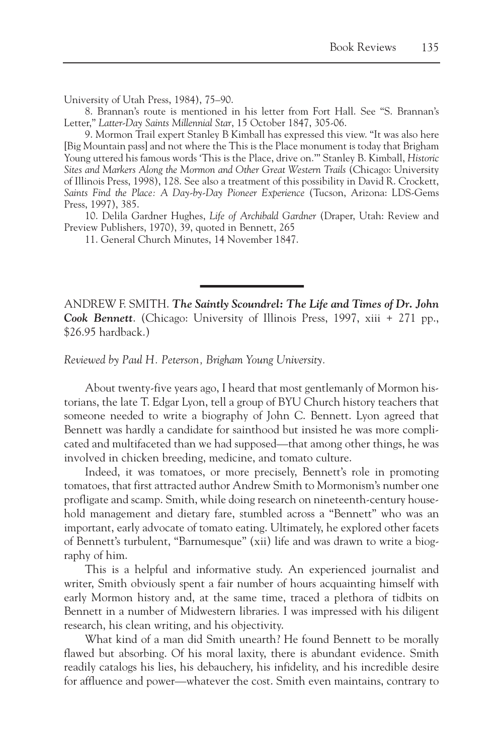University of Utah Press, 1984), 75–90.

8. Brannan's route is mentioned in his letter from Fort Hall. See "S. Brannan's Letter," *Latter-Day Saints Millennial Star*, 15 October 1847, 305-06.

9. Mormon Trail expert Stanley B Kimball has expressed this view. "It was also here [Big Mountain pass] and not where the This is the Place monument is today that Brigham Young uttered his famous words 'This is the Place, drive on.'" Stanley B. Kimball, *Historic Sites and Markers Along the Mormon and Other Great Western Trails* (Chicago: University of Illinois Press, 1998), 128. See also a treatment of this possibility in David R. Crockett, *Saints Find the Place: A Day-by-Day Pioneer Experience* (Tucson, Arizona: LDS-Gems Press, 1997), 385.

10. Delila Gardner Hughes, *Life of Archibald Gardner* (Draper, Utah: Review and Preview Publishers, 1970), 39, quoted in Bennett, 265

11. General Church Minutes, 14 November 1847.

---

ANDREW F. SMITH. ***The Saintly Scoundrel: The Life and Times of Dr. John Cook Bennett***. (Chicago: University of Illinois Press, 1997, xiii + 271 pp., $26.95 hardback.)

*Reviewed by Paul H. Peterson, Brigham Young University.*

About twenty-five years ago, I heard that most gentlemanly of Mormon historians, the late T. Edgar Lyon, tell a group of BYU Church history teachers that someone needed to write a biography of John C. Bennett. Lyon agreed that Bennett was hardly a candidate for sainthood but insisted he was more complicated and multifaceted than we had supposed—that among other things, he was involved in chicken breeding, medicine, and tomato culture.

Indeed, it was tomatoes, or more precisely, Bennett's role in promoting tomatoes, that first attracted author Andrew Smith to Mormonism's number one profligate and scamp. Smith, while doing research on nineteenth-century household management and dietary fare, stumbled across a "Bennett" who was an important, early advocate of tomato eating. Ultimately, he explored other facets of Bennett's turbulent, "Barnumesque" (xii) life and was drawn to write a biography of him.

This is a helpful and informative study. An experienced journalist and writer, Smith obviously spent a fair number of hours acquainting himself with early Mormon history and, at the same time, traced a plethora of tidbits on Bennett in a number of Midwestern libraries. I was impressed with his diligent research, his clean writing, and his objectivity.

What kind of a man did Smith unearth? He found Bennett to be morally flawed but absorbing. Of his moral laxity, there is abundant evidence. Smith readily catalogs his lies, his debauchery, his infidelity, and his incredible desire for affluence and power—whatever the cost. Smith even maintains, contrary to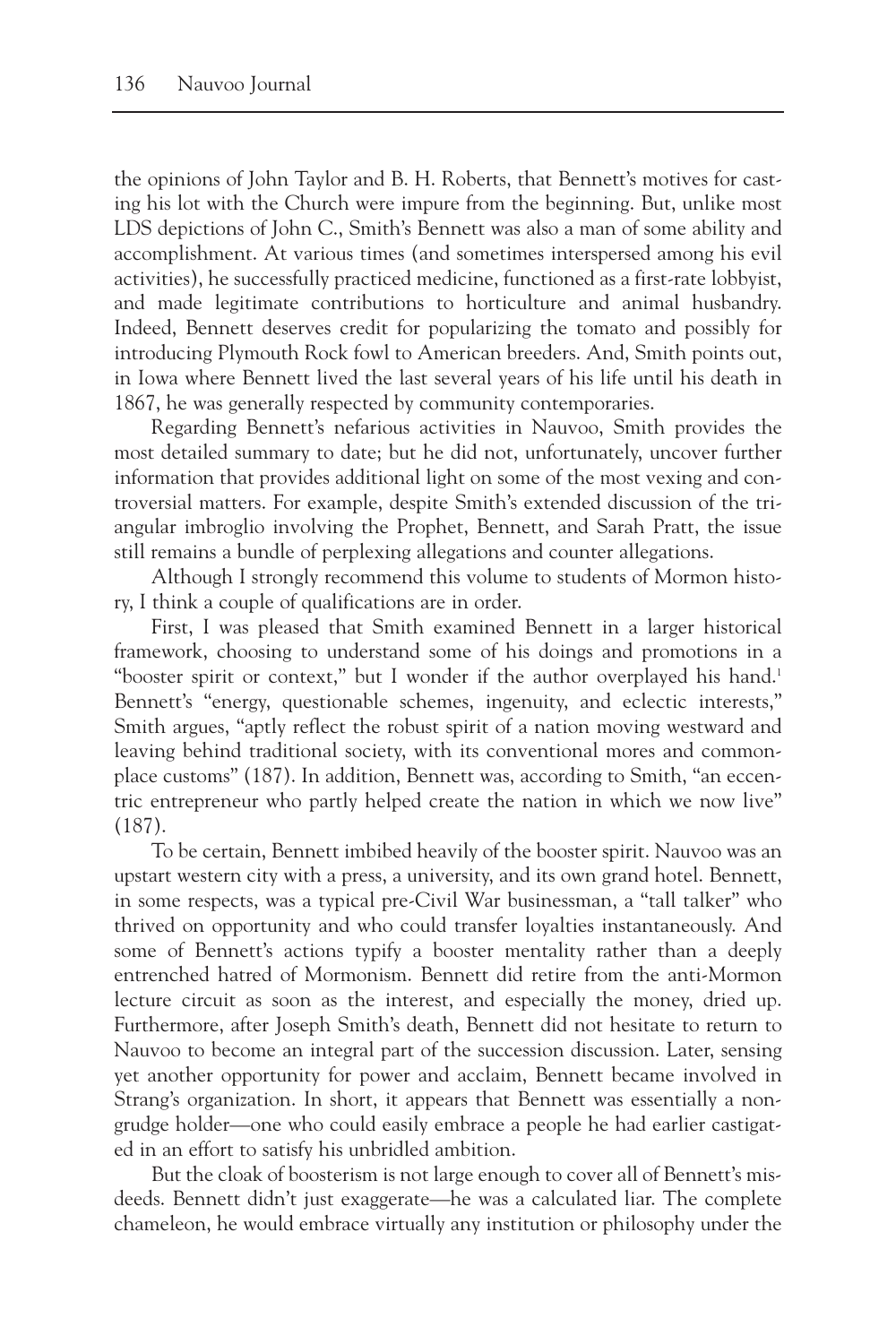the opinions of John Taylor and B. H. Roberts, that Bennett's motives for casting his lot with the Church were impure from the beginning. But, unlike most LDS depictions of John C., Smith's Bennett was also a man of some ability and accomplishment. At various times (and sometimes interspersed among his evil activities), he successfully practiced medicine, functioned as a first-rate lobbyist, and made legitimate contributions to horticulture and animal husbandry. Indeed, Bennett deserves credit for popularizing the tomato and possibly for introducing Plymouth Rock fowl to American breeders. And, Smith points out, in Iowa where Bennett lived the last several years of his life until his death in 1867, he was generally respected by community contemporaries.

Regarding Bennett's nefarious activities in Nauvoo, Smith provides the most detailed summary to date; but he did not, unfortunately, uncover further information that provides additional light on some of the most vexing and controversial matters. For example, despite Smith's extended discussion of the triangular imbroglio involving the Prophet, Bennett, and Sarah Pratt, the issue still remains a bundle of perplexing allegations and counter allegations.

Although I strongly recommend this volume to students of Mormon history, I think a couple of qualifications are in order.

First, I was pleased that Smith examined Bennett in a larger historical framework, choosing to understand some of his doings and promotions in a "booster spirit or context," but I wonder if the author overplayed his hand.[1] Bennett's "energy, questionable schemes, ingenuity, and eclectic interests," Smith argues, "aptly reflect the robust spirit of a nation moving westward and leaving behind traditional society, with its conventional mores and commonplace customs" (187). In addition, Bennett was, according to Smith, "an eccentric entrepreneur who partly helped create the nation in which we now live" (187).

To be certain, Bennett imbibed heavily of the booster spirit. Nauvoo was an upstart western city with a press, a university, and its own grand hotel. Bennett, in some respects, was a typical pre-Civil War businessman, a "tall talker" who thrived on opportunity and who could transfer loyalties instantaneously. And some of Bennett's actions typify a booster mentality rather than a deeply entrenched hatred of Mormonism. Bennett did retire from the anti-Mormon lecture circuit as soon as the interest, and especially the money, dried up. Furthermore, after Joseph Smith's death, Bennett did not hesitate to return to Nauvoo to become an integral part of the succession discussion. Later, sensing yet another opportunity for power and acclaim, Bennett became involved in Strang's organization. In short, it appears that Bennett was essentially a non-grudge holder—one who could easily embrace a people he had earlier castigated in an effort to satisfy his unbridled ambition.

But the cloak of boosterism is not large enough to cover all of Bennett's misdeeds. Bennett didn't just exaggerate—he was a calculated liar. The complete chameleon, he would embrace virtually any institution or philosophy under the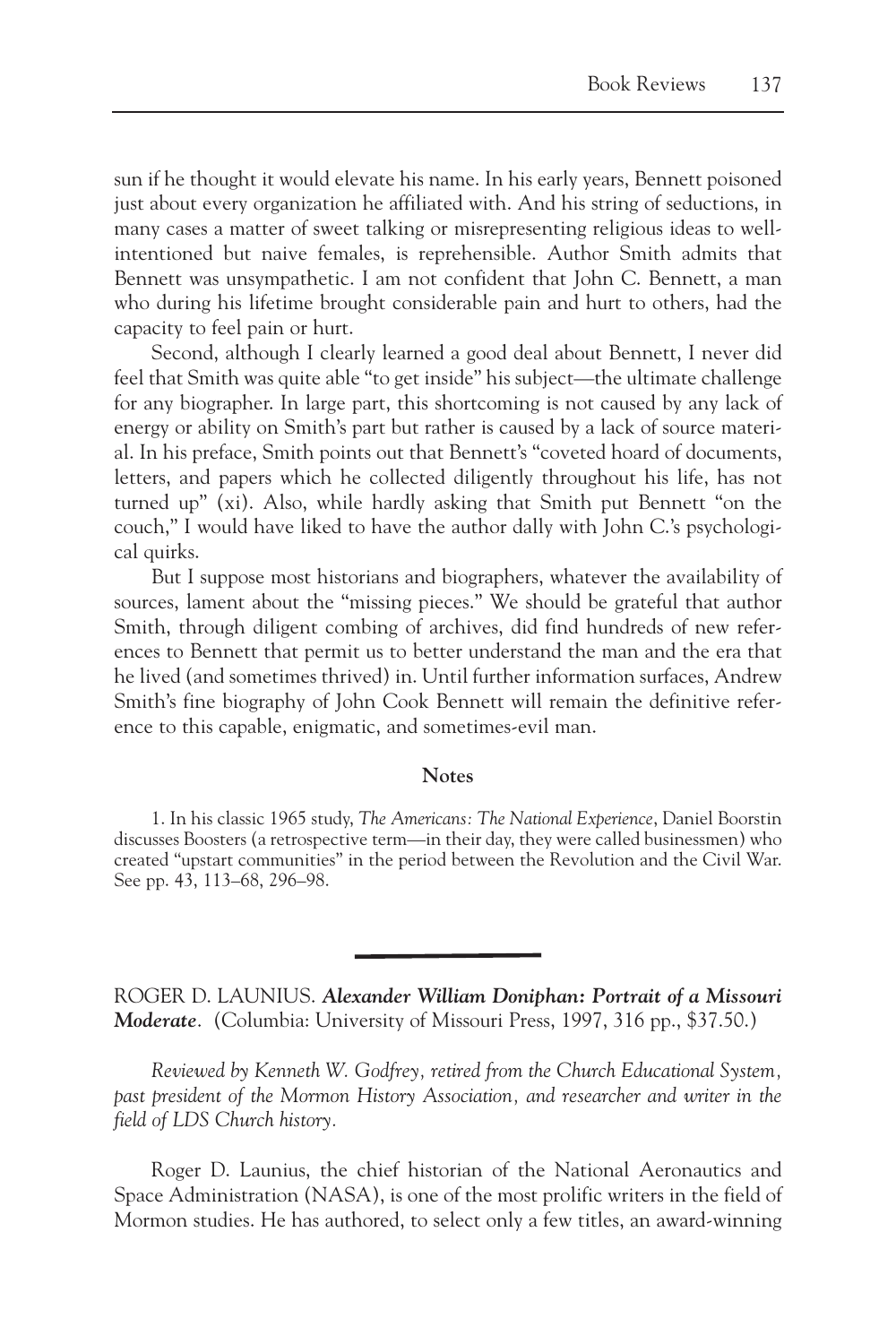sun if he thought it would elevate his name. In his early years, Bennett poisoned just about every organization he affiliated with. And his string of seductions, in many cases a matter of sweet talking or misrepresenting religious ideas to well-intentioned but naive females, is reprehensible. Author Smith admits that Bennett was unsympathetic. I am not confident that John C. Bennett, a man who during his lifetime brought considerable pain and hurt to others, had the capacity to feel pain or hurt.

Second, although I clearly learned a good deal about Bennett, I never did feel that Smith was quite able "to get inside" his subject—the ultimate challenge for any biographer. In large part, this shortcoming is not caused by any lack of energy or ability on Smith's part but rather is caused by a lack of source material. In his preface, Smith points out that Bennett's "coveted hoard of documents, letters, and papers which he collected diligently throughout his life, has not turned up" (xi). Also, while hardly asking that Smith put Bennett "on the couch," I would have liked to have the author dally with John C.'s psychological quirks.

But I suppose most historians and biographers, whatever the availability of sources, lament about the "missing pieces." We should be grateful that author Smith, through diligent combing of archives, did find hundreds of new references to Bennett that permit us to better understand the man and the era that he lived (and sometimes thrived) in. Until further information surfaces, Andrew Smith's fine biography of John Cook Bennett will remain the definitive reference to this capable, enigmatic, and sometimes-evil man.

**Notes**

1. In his classic 1965 study, *The Americans: The National Experience*, Daniel Boorstin discusses Boosters (a retrospective term—in their day, they were called businessmen) who created "upstart communities" in the period between the Revolution and the Civil War. See pp. 43, 113–68, 296–98.

---

ROGER D. LAUNIUS. ***Alexander William Doniphan: Portrait of a Missouri Moderate***. (Columbia: University of Missouri Press, 1997, 316 pp., $37.50.)

*Reviewed by Kenneth W. Godfrey, retired from the Church Educational System, past president of the Mormon History Association, and researcher and writer in the field of LDS Church history.*

Roger D. Launius, the chief historian of the National Aeronautics and Space Administration (NASA), is one of the most prolific writers in the field of Mormon studies. He has authored, to select only a few titles, an award-winning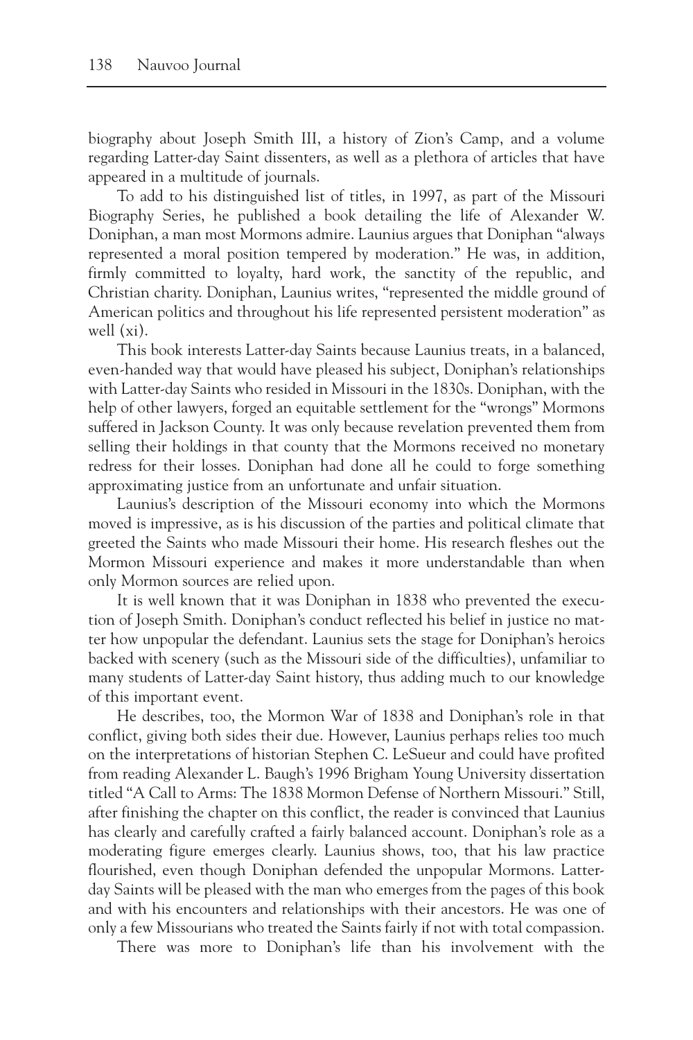biography about Joseph Smith III, a history of Zion's Camp, and a volume regarding Latter-day Saint dissenters, as well as a plethora of articles that have appeared in a multitude of journals.

To add to his distinguished list of titles, in 1997, as part of the Missouri Biography Series, he published a book detailing the life of Alexander W. Doniphan, a man most Mormons admire. Launius argues that Doniphan "always represented a moral position tempered by moderation." He was, in addition, firmly committed to loyalty, hard work, the sanctity of the republic, and Christian charity. Doniphan, Launius writes, "represented the middle ground of American politics and throughout his life represented persistent moderation" as well (xi).

This book interests Latter-day Saints because Launius treats, in a balanced, even-handed way that would have pleased his subject, Doniphan's relationships with Latter-day Saints who resided in Missouri in the 1830s. Doniphan, with the help of other lawyers, forged an equitable settlement for the "wrongs" Mormons suffered in Jackson County. It was only because revelation prevented them from selling their holdings in that county that the Mormons received no monetary redress for their losses. Doniphan had done all he could to forge something approximating justice from an unfortunate and unfair situation.

Launius's description of the Missouri economy into which the Mormons moved is impressive, as is his discussion of the parties and political climate that greeted the Saints who made Missouri their home. His research fleshes out the Mormon Missouri experience and makes it more understandable than when only Mormon sources are relied upon.

It is well known that it was Doniphan in 1838 who prevented the execution of Joseph Smith. Doniphan's conduct reflected his belief in justice no matter how unpopular the defendant. Launius sets the stage for Doniphan's heroics backed with scenery (such as the Missouri side of the difficulties), unfamiliar to many students of Latter-day Saint history, thus adding much to our knowledge of this important event.

He describes, too, the Mormon War of 1838 and Doniphan's role in that conflict, giving both sides their due. However, Launius perhaps relies too much on the interpretations of historian Stephen C. LeSueur and could have profited from reading Alexander L. Baugh's 1996 Brigham Young University dissertation titled "A Call to Arms: The 1838 Mormon Defense of Northern Missouri." Still, after finishing the chapter on this conflict, the reader is convinced that Launius has clearly and carefully crafted a fairly balanced account. Doniphan's role as a moderating figure emerges clearly. Launius shows, too, that his law practice flourished, even though Doniphan defended the unpopular Mormons. Latter-day Saints will be pleased with the man who emerges from the pages of this book and with his encounters and relationships with their ancestors. He was one of only a few Missourians who treated the Saints fairly if not with total compassion.

There was more to Doniphan's life than his involvement with the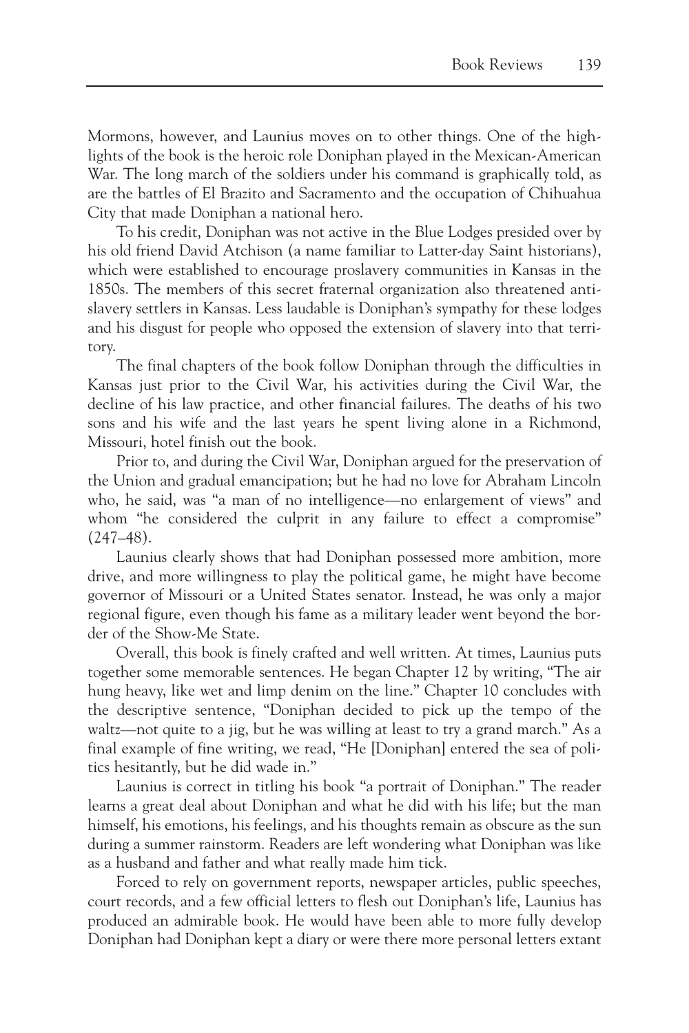Mormons, however, and Launius moves on to other things. One of the highlights of the book is the heroic role Doniphan played in the Mexican-American War. The long march of the soldiers under his command is graphically told, as are the battles of El Brazito and Sacramento and the occupation of Chihuahua City that made Doniphan a national hero.

To his credit, Doniphan was not active in the Blue Lodges presided over by his old friend David Atchison (a name familiar to Latter-day Saint historians), which were established to encourage proslavery communities in Kansas in the 1850s. The members of this secret fraternal organization also threatened antislavery settlers in Kansas. Less laudable is Doniphan's sympathy for these lodges and his disgust for people who opposed the extension of slavery into that territory.

The final chapters of the book follow Doniphan through the difficulties in Kansas just prior to the Civil War, his activities during the Civil War, the decline of his law practice, and other financial failures. The deaths of his two sons and his wife and the last years he spent living alone in a Richmond, Missouri, hotel finish out the book.

Prior to, and during the Civil War, Doniphan argued for the preservation of the Union and gradual emancipation; but he had no love for Abraham Lincoln who, he said, was "a man of no intelligence—no enlargement of views" and whom "he considered the culprit in any failure to effect a compromise" (247–48).

Launius clearly shows that had Doniphan possessed more ambition, more drive, and more willingness to play the political game, he might have become governor of Missouri or a United States senator. Instead, he was only a major regional figure, even though his fame as a military leader went beyond the border of the Show-Me State.

Overall, this book is finely crafted and well written. At times, Launius puts together some memorable sentences. He began Chapter 12 by writing, "The air hung heavy, like wet and limp denim on the line." Chapter 10 concludes with the descriptive sentence, "Doniphan decided to pick up the tempo of the waltz—not quite to a jig, but he was willing at least to try a grand march." As a final example of fine writing, we read, "He [Doniphan] entered the sea of politics hesitantly, but he did wade in."

Launius is correct in titling his book "a portrait of Doniphan." The reader learns a great deal about Doniphan and what he did with his life; but the man himself, his emotions, his feelings, and his thoughts remain as obscure as the sun during a summer rainstorm. Readers are left wondering what Doniphan was like as a husband and father and what really made him tick.

Forced to rely on government reports, newspaper articles, public speeches, court records, and a few official letters to flesh out Doniphan's life, Launius has produced an admirable book. He would have been able to more fully develop Doniphan had Doniphan kept a diary or were there more personal letters extant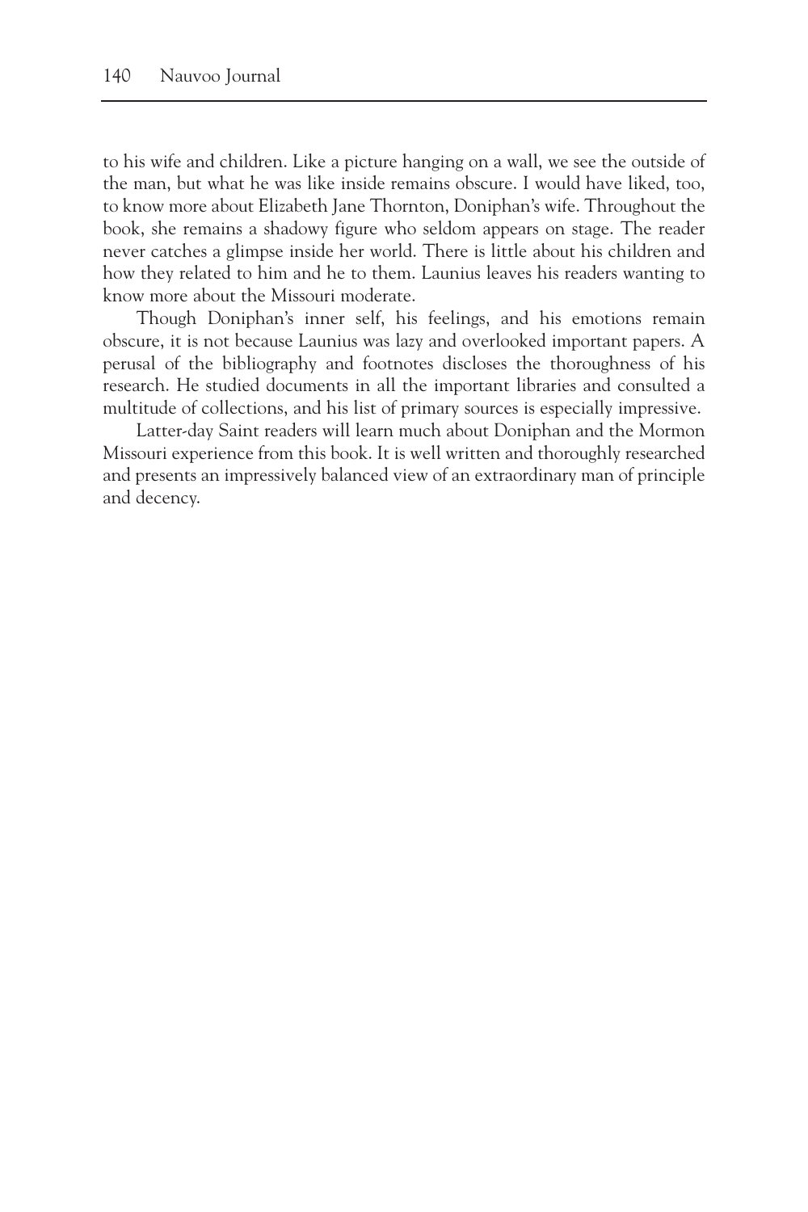to his wife and children. Like a picture hanging on a wall, we see the outside of the man, but what he was like inside remains obscure. I would have liked, too, to know more about Elizabeth Jane Thornton, Doniphan's wife. Throughout the book, she remains a shadowy figure who seldom appears on stage. The reader never catches a glimpse inside her world. There is little about his children and how they related to him and he to them. Launius leaves his readers wanting to know more about the Missouri moderate.

Though Doniphan's inner self, his feelings, and his emotions remain obscure, it is not because Launius was lazy and overlooked important papers. A perusal of the bibliography and footnotes discloses the thoroughness of his research. He studied documents in all the important libraries and consulted a multitude of collections, and his list of primary sources is especially impressive.

Latter-day Saint readers will learn much about Doniphan and the Mormon Missouri experience from this book. It is well written and thoroughly researched and presents an impressively balanced view of an extraordinary man of principle and decency.